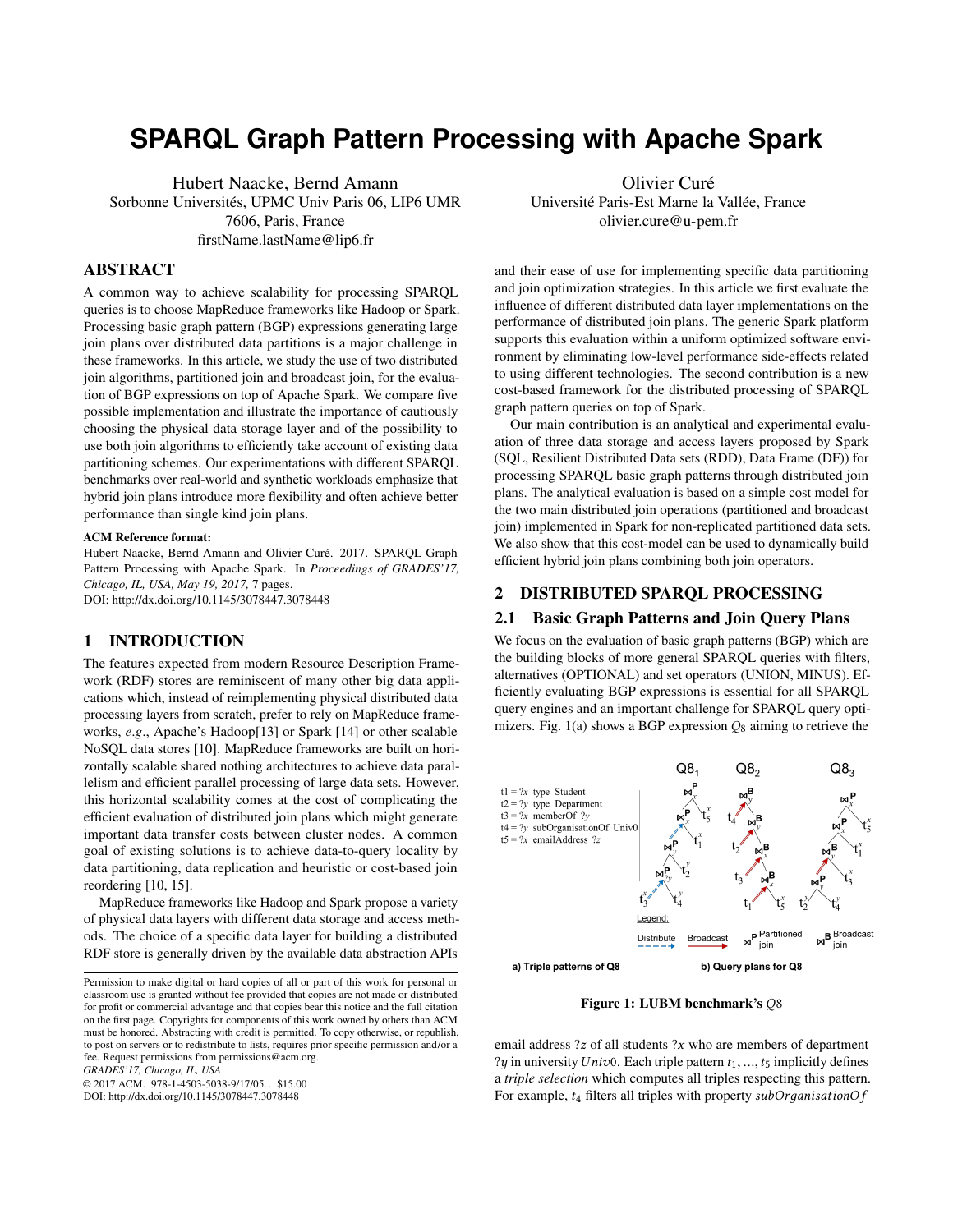# SPARQL Graph Pattern Processing with Apache Spark

Hubert Naacke, Bernd Amann
Sorbonne Universités, UPMC Univ Paris 06, LIP6 UMR 7606, Paris, France
firstName.lastName@lip6.fr

Olivier Curé
Université Paris-Est Marne la Vallée, France
olivier.cure@u-pem.fr

## ABSTRACT

A common way to achieve scalability for processing SPARQL queries is to choose MapReduce frameworks like Hadoop or Spark. Processing basic graph pattern (BGP) expressions generating large join plans over distributed data partitions is a major challenge in these frameworks. In this article, we study the use of two distributed join algorithms, partitioned join and broadcast join, for the evaluation of BGP expressions on top of Apache Spark. We compare five possible implementation and illustrate the importance of cautiously choosing the physical data storage layer and of the possibility to use both join algorithms to efficiently take account of existing data partitioning schemes. Our experimentations with different SPARQL benchmarks over real-world and synthetic workloads emphasize that hybrid join plans introduce more flexibility and often achieve better performance than single kind join plans.

**ACM Reference format:**
Hubert Naacke, Bernd Amann and Olivier Curé. 2017. SPARQL Graph Pattern Processing with Apache Spark. In *Proceedings of GRADES'17, Chicago, IL, USA, May 19, 2017,* 7 pages.
DOI: http://dx.doi.org/10.1145/3078447.3078448

## 1 INTRODUCTION

The features expected from modern Resource Description Framework (RDF) stores are reminiscent of many other big data applications which, instead of reimplementing physical distributed data processing layers from scratch, prefer to rely on MapReduce frameworks, *e.g*., Apache's Hadoop[13] or Spark [14] or other scalable NoSQL data stores [10]. MapReduce frameworks are built on horizontally scalable shared nothing architectures to achieve data parallelism and efficient parallel processing of large data sets. However, this horizontal scalability comes at the cost of complicating the efficient evaluation of distributed join plans which might generate important data transfer costs between cluster nodes. A common goal of existing solutions is to achieve data-to-query locality by data partitioning, data replication and heuristic or cost-based join reordering [10, 15].

MapReduce frameworks like Hadoop and Spark propose a variety of physical data layers with different data storage and access methods. The choice of a specific data layer for building a distributed RDF store is generally driven by the available data abstraction APIs and their ease of use for implementing specific data partitioning and join optimization strategies. In this article we first evaluate the influence of different distributed data layer implementations on the performance of distributed join plans. The generic Spark platform supports this evaluation within a uniform optimized software environment by eliminating low-level performance side-effects related to using different technologies. The second contribution is a new cost-based framework for the distributed processing of SPARQL graph pattern queries on top of Spark.

Our main contribution is an analytical and experimental evaluation of three data storage and access layers proposed by Spark (SQL, Resilient Distributed Data sets (RDD), Data Frame (DF)) for processing SPARQL basic graph patterns through distributed join plans. The analytical evaluation is based on a simple cost model for the two main distributed join operations (partitioned and broadcast join) implemented in Spark for non-replicated partitioned data sets. We also show that this cost-model can be used to dynamically build efficient hybrid join plans combining both join operators.

## 2 DISTRIBUTED SPARQL PROCESSING

### 2.1 Basic Graph Patterns and Join Query Plans

We focus on the evaluation of basic graph patterns (BGP) which are the building blocks of more general SPARQL queries with filters, alternatives (OPTIONAL) and set operators (UNION, MINUS). Efficiently evaluating BGP expressions is essential for all SPARQL query engines and an important challenge for SPARQL query optimizers. Fig. 1(a) shows a BGP expression $Q_8$ aiming to retrieve the email address $?z$ of all students $?x$ who are members of department $?y$ in university $Univ0$. Each triple pattern $t_1, ..., t_5$ implicitly defines a *triple selection* which computes all triples respecting this pattern. For example, $t_4$ filters all triples with property $subOrganisationOf$

t1 = ?x type Student
t2 = ?y type Department
t3 = ?x memberOf ?y
t4 = ?y subOrganisationOf Univ0
t5 = ?x emailAddress ?z

Q8₁ Q8₂ Q8₃

Legend: Distribute, Broadcast, Partitioned join, Broadcast join

a) Triple patterns of Q8 b) Query plans for Q8

**Figure 1: LUBM benchmark's $Q8$**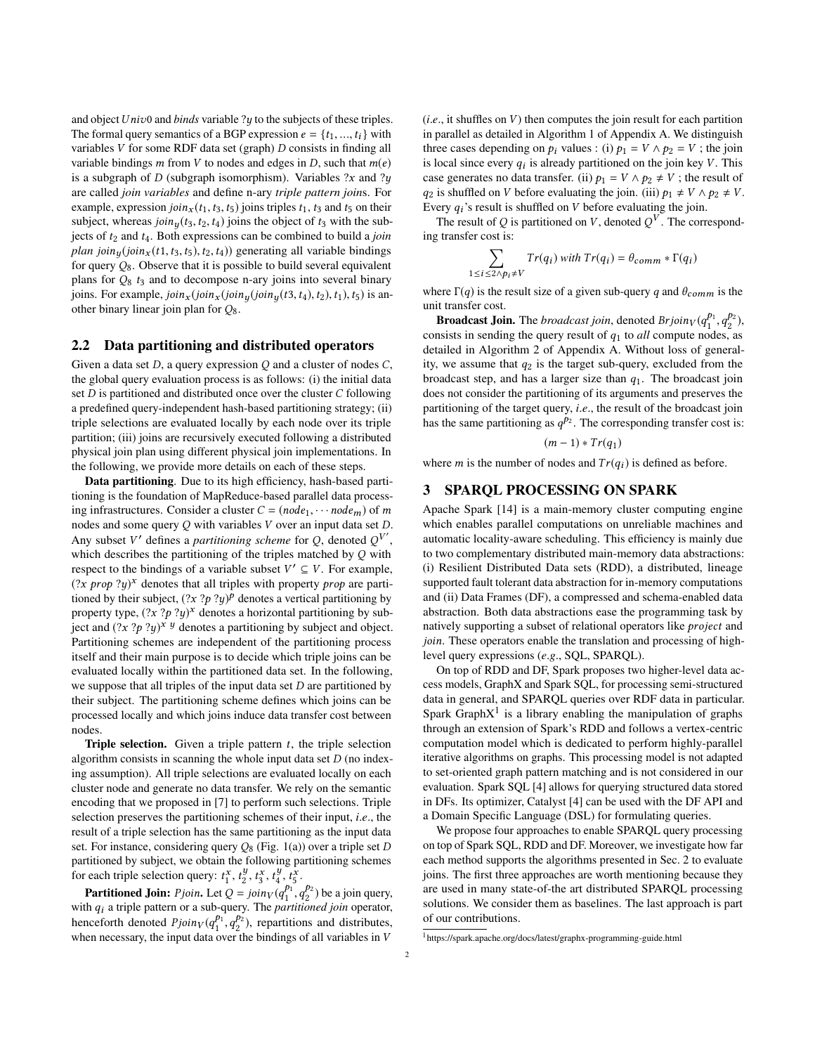and object $Univ0$ and *binds* variable $?y$ to the subjects of these triples. The formal query semantics of a BGP expression $e = \{t_1, ..., t_i\}$ with variables $V$ for some RDF data set (graph) $D$ consists in finding all variable bindings $m$ from $V$ to nodes and edges in $D$, such that $m(e)$ is a subgraph of $D$ (subgraph isomorphism). Variables $?x$ and $?y$ are called *join variables* and define n-ary *triple pattern join*s. For example, expression $join_x(t_1, t_3, t_5)$ joins triples $t_1$, $t_3$ and $t_5$ on their subject, whereas $join_y(t_3, t_2, t_4)$ joins the object of $t_3$ with the subjects of $t_2$ and $t_4$. Both expressions can be combined to build a *join plan* $join_y(join_x(t1, t_3, t_5), t_2, t_4))$ generating all variable bindings for query $Q_8$. Observe that it is possible to build several equivalent plans for $Q_8$ $t_3$ and to decompose n-ary joins into several binary joins. For example, $join_x(join_x(join_y(join_y(t3, t_4), t_2), t_1), t_5)$ is another binary linear join plan for $Q_8$.

## 2.2 Data partitioning and distributed operators

Given a data set $D$, a query expression $Q$ and a cluster of nodes $C$, the global query evaluation process is as follows: (i) the initial data set $D$ is partitioned and distributed once over the cluster $C$ following a predefined query-independent hash-based partitioning strategy; (ii) triple selections are evaluated locally by each node over its triple partition; (iii) joins are recursively executed following a distributed physical join plan using different physical join implementations. In the following, we provide more details on each of these steps.

**Data partitioning**. Due to its high efficiency, hash-based partitioning is the foundation of MapReduce-based parallel data processing infrastructures. Consider a cluster $C = (node_1, \cdots node_m)$ of $m$ nodes and some query $Q$ with variables $V$ over an input data set $D$. Any subset $V'$ defines a *partitioning scheme* for $Q$, denoted $Q^{V'}$, which describes the partitioning of the triples matched by $Q$ with respect to the bindings of a variable subset $V' \subseteq V$. For example, $(?x\ prop\ ?y)^x$ denotes that all triples with property $prop$ are partitioned by their subject, $(?x\ ?p\ ?y)^p$ denotes a vertical partitioning by property type, $(?x\ ?p\ ?y)^x$ denotes a horizontal partitioning by subject and $(?x\ ?p\ ?y)^{x\ y}$ denotes a partitioning by subject and object. Partitioning schemes are independent of the partitioning process itself and their main purpose is to decide which triple joins can be evaluated locally within the partitioned data set. In the following, we suppose that all triples of the input data set $D$ are partitioned by their subject. The partitioning scheme defines which joins can be processed locally and which joins induce data transfer cost between nodes.

**Triple selection.** Given a triple pattern $t$, the triple selection algorithm consists in scanning the whole input data set $D$ (no indexing assumption). All triple selections are evaluated locally on each cluster node and generate no data transfer. We rely on the semantic encoding that we proposed in [7] to perform such selections. Triple selection preserves the partitioning schemes of their input, *i.e*., the result of a triple selection has the same partitioning as the input data set. For instance, considering query $Q_8$ (Fig. 1(a)) over a triple set $D$ partitioned by subject, we obtain the following partitioning schemes for each triple selection query: $t_1^x, t_2^y, t_3^x, t_4^y, t_5^x$.

**Partitioned Join:** *Pjoin*. Let $Q = join_V(q_1^{p_1}, q_2^{p_2})$ be a join query, with $q_i$ a triple pattern or a sub-query. The *partitioned join* operator, henceforth denoted $Pjoin_V(q_1^{p_1}, q_2^{p_2})$, repartitions and distributes, when necessary, the input data over the bindings of all variables in $V$ (*i.e*., it shuffles on $V$) then computes the join result for each partition in parallel as detailed in Algorithm 1 of Appendix A. We distinguish three cases depending on $p_i$ values : (i) $p_1 = V \land p_2 = V$ ; the join is local since every $q_i$ is already partitioned on the join key $V$. This case generates no data transfer. (ii) $p_1 = V \land p_2 \neq V$ ; the result of $q_2$ is shuffled on $V$ before evaluating the join. (iii) $p_1 \neq V \land p_2 \neq V$. Every $q_i$'s result is shuffled on $V$ before evaluating the join.

The result of $Q$ is partitioned on $V$, denoted $Q^V$. The corresponding transfer cost is:

$$\sum_{1 \leq i \leq 2 \land p_i \neq V} Tr(q_i)\ with\ Tr(q_i) = \theta_{comm} * \Gamma(q_i)$$

where $\Gamma(q)$ is the result size of a given sub-query $q$ and $\theta_{comm}$ is the unit transfer cost.

**Broadcast Join.** The *broadcast join*, denoted $Brjoin_V(q_1^{p_1}, q_2^{p_2})$, consists in sending the query result of $q_1$ to *all* compute nodes, as detailed in Algorithm 2 of Appendix A. Without loss of generality, we assume that $q_2$ is the target sub-query, excluded from the broadcast step, and has a larger size than $q_1$. The broadcast join does not consider the partitioning of its arguments and preserves the partitioning of the target query, *i.e*., the result of the broadcast join has the same partitioning as $q^{p_2}$. The corresponding transfer cost is:

$$(m - 1) * Tr(q_1)$$

where $m$ is the number of nodes and $Tr(q_i)$ is defined as before.

# 3 SPARQL PROCESSING ON SPARK

Apache Spark [14] is a main-memory cluster computing engine which enables parallel computations on unreliable machines and automatic locality-aware scheduling. This efficiency is mainly due to two complementary distributed main-memory data abstractions: (i) Resilient Distributed Data sets (RDD), a distributed, lineage supported fault tolerant data abstraction for in-memory computations and (ii) Data Frames (DF), a compressed and schema-enabled data abstraction. Both data abstractions ease the programming task by natively supporting a subset of relational operators like *project* and *join*. These operators enable the translation and processing of high-level query expressions (*e.g*., SQL, SPARQL).

On top of RDD and DF, Spark proposes two higher-level data access models, GraphX and Spark SQL, for processing semi-structured data in general, and SPARQL queries over RDF data in particular. Spark GraphX[1] is a library enabling the manipulation of graphs through an extension of Spark's RDD and follows a vertex-centric computation model which is dedicated to perform highly-parallel iterative algorithms on graphs. This processing model is not adapted to set-oriented graph pattern matching and is not considered in our evaluation. Spark SQL [4] allows for querying structured data stored in DFs. Its optimizer, Catalyst [4] can be used with the DF API and a Domain Specific Language (DSL) for formulating queries.

We propose four approaches to enable SPARQL query processing on top of Spark SQL, RDD and DF. Moreover, we investigate how far each method supports the algorithms presented in Sec. 2 to evaluate joins. The first three approaches are worth mentioning because they are used in many state-of-the art distributed SPARQL processing solutions. We consider them as baselines. The last approach is part of our contributions.

[1] https://spark.apache.org/docs/latest/graphx-programming-guide.html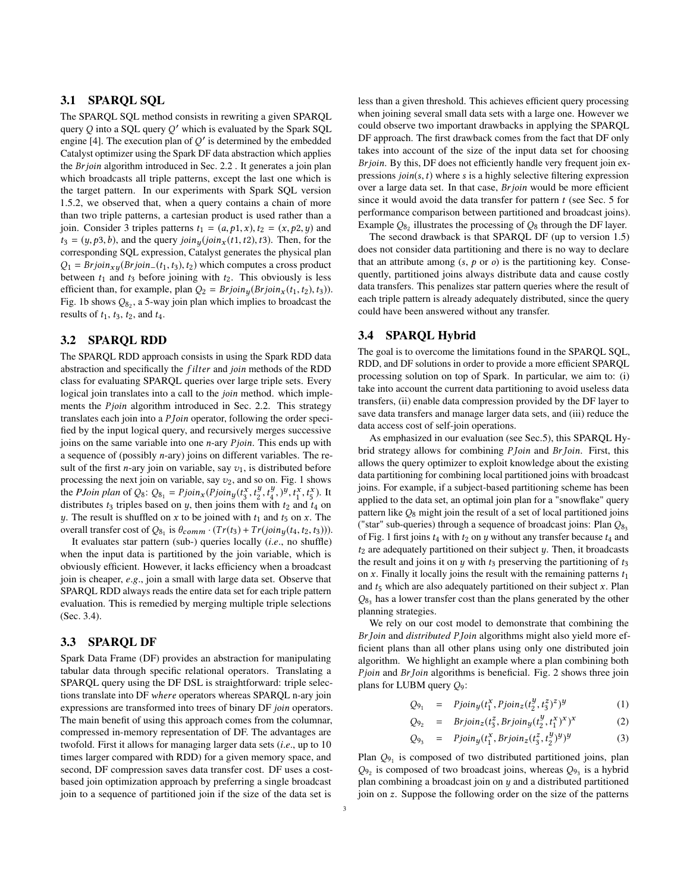### 3.1 SPARQL SQL

The SPARQL SQL method consists in rewriting a given SPARQL query $Q$ into a SQL query $Q'$ which is evaluated by the Spark SQL engine [4]. The execution plan of $Q'$ is determined by the embedded Catalyst optimizer using the Spark DF data abstraction which applies the *Brjoin* algorithm introduced in Sec. 2.2 . It generates a join plan which broadcasts all triple patterns, except the last one which is the target pattern. In our experiments with Spark SQL version 1.5.2, we observed that, when a query contains a chain of more than two triple patterns, a cartesian product is used rather than a join. Consider 3 triples patterns $t_1 = (a, p1, x)$, $t_2 = (x, p2, y)$ and $t_3 = (y, p3, b)$, and the query $join_y(join_x(t1, t2), t3)$. Then, for the corresponding SQL expression, Catalyst generates the physical plan $Q_1 = Brjoin_{xy}(Brjoin_{-}(t_1, t_3), t_2)$ which computes a cross product between $t_1$ and $t_3$ before joining with $t_2$. This obviously is less efficient than, for example, plan $Q_2 = Brjoin_y(Brjoin_x(t_1, t_2), t_3))$. Fig. 1b shows $Q_{8_2}$, a 5-way join plan which implies to broadcast the results of $t_1$, $t_3$, $t_2$, and $t_4$.

### 3.2 SPARQL RDD

The SPARQL RDD approach consists in using the Spark RDD data abstraction and specifically the $filter$ and *join* methods of the RDD class for evaluating SPARQL queries over large triple sets. Every logical join translates into a call to the *join* method. which implements the *Pjoin* algorithm introduced in Sec. 2.2. This strategy translates each join into a $PJoin$ operator, following the order specified by the input logical query, and recursively merges successive joins on the same variable into one $n$-ary *Pjoin*. This ends up with a sequence of (possibly $n$-ary) joins on different variables. The result of the first $n$-ary join on variable, say $v_1$, is distributed before processing the next join on variable, say $v_2$, and so on. Fig. 1 shows the *PJoin plan* of $Q_8$: $Q_{8_1} = Pjoin_x(Pjoin_y(t_3^x, t_2^y, t_4^y, )^y, t_1^x, t_5^x)$. It distributes $t_3$ triples based on $y$, then joins them with $t_2$ and $t_4$ on $y$. The result is shuffled on $x$ to be joined with $t_1$ and $t_5$ on $x$. The overall transfer cost of $Q_{8_1}$ is $\theta_{comm} \cdot (Tr(t_3) + Tr(join_y(t_4, t_2, t_3)))$.

It evaluates star pattern (sub-) queries locally (*i.e.*, no shuffle) when the input data is partitioned by the join variable, which is obviously efficient. However, it lacks efficiency when a broadcast join is cheaper, *e.g.*, join a small with large data set. Observe that SPARQL RDD always reads the entire data set for each triple pattern evaluation. This is remedied by merging multiple triple selections (Sec. 3.4).

### 3.3 SPARQL DF

Spark Data Frame (DF) provides an abstraction for manipulating tabular data through specific relational operators. Translating a SPARQL query using the DF DSL is straightforward: triple selections translate into DF *where* operators whereas SPARQL n-ary join expressions are transformed into trees of binary DF *join* operators. The main benefit of using this approach comes from the columnar, compressed in-memory representation of DF. The advantages are twofold. First it allows for managing larger data sets (*i.e.*, up to 10 times larger compared with RDD) for a given memory space, and second, DF compression saves data transfer cost. DF uses a cost-based join optimization approach by preferring a single broadcast join to a sequence of partitioned join if the size of the data set is less than a given threshold. This achieves efficient query processing when joining several small data sets with a large one. However we could observe two important drawbacks in applying the SPARQL DF approach. The first drawback comes from the fact that DF only takes into account of the size of the input data set for choosing *Brjoin*. By this, DF does not efficiently handle very frequent join expressions $join(s, t)$ where $s$ is a highly selective filtering expression over a large data set. In that case, *Brjoin* would be more efficient since it would avoid the data transfer for pattern $t$ (see Sec. 5 for performance comparison between partitioned and broadcast joins). Example $Q_{8_2}$ illustrates the processing of $Q_8$ through the DF layer.

The second drawback is that SPARQL DF (up to version 1.5) does not consider data partitioning and there is no way to declare that an attribute among ($s$, $p$ or $o$) is the partitioning key. Consequently, partitioned joins always distribute data and cause costly data transfers. This penalizes star pattern queries where the result of each triple pattern is already adequately distributed, since the query could have been answered without any transfer.

### 3.4 SPARQL Hybrid

The goal is to overcome the limitations found in the SPARQL SQL, RDD, and DF solutions in order to provide a more efficient SPARQL processing solution on top of Spark. In particular, we aim to: (i) take into account the current data partitioning to avoid useless data transfers, (ii) enable data compression provided by the DF layer to save data transfers and manage larger data sets, and (iii) reduce the data access cost of self-join operations.

As emphasized in our evaluation (see Sec.5), this SPARQL Hybrid strategy allows for combining $PJoin$ and $BrJoin$. First, this allows the query optimizer to exploit knowledge about the existing data partitioning for combining local partitioned joins with broadcast joins. For example, if a subject-based partitioning scheme has been applied to the data set, an optimal join plan for a "snowflake" query pattern like $Q_8$ might join the result of a set of local partitioned joins ("star" sub-queries) through a sequence of broadcast joins: Plan $Q_{8_3}$ of Fig. 1 first joins $t_4$ with $t_2$ on $y$ without any transfer beceause $t_4$ and $t_2$ are adequately partitioned on their subject $y$. Then, it broadcasts the result and joins it on $y$ with $t_3$ preserving the partitioning of $t_3$ on $x$. Finally it locally joins the result with the remaining patterns $t_1$ and $t_5$ which are also adequately partitioned on their subject $x$. Plan $Q_{8_3}$ has a lower transfer cost than the plans generated by the other planning strategies.

We rely on our cost model to demonstrate that combining the $BrJoin$ and *distributed* $PJoin$ algorithms might also yield more efficient plans than all other plans using only one distributed join algorithm. We highlight an example where a plan combining both $Pjoin$ and $BrJoin$ algorithms is beneficial. Fig. 2 shows three join plans for LUBM query $Q_9$:

$$Q_{9_1} = Pjoin_y(t_1^x, Pjoin_z(t_2^y, t_3^z)^z)^y \quad (1)$$

$$Q_{9_2} = Brjoin_z(t_3^z, Brjoin_y(t_2^y, t_1^x)^x)^x \quad (2)$$

$$Q_{9_3} = Pjoin_y(t_1^x, Brjoin_z(t_3^z, t_2^y)^y)^y \quad (3)$$

Plan $Q_{9_1}$ is composed of two distributed partitioned joins, plan $Q_{9_2}$ is composed of two broadcast joins, whereas $Q_{9_3}$ is a hybrid plan combining a broadcast join on $y$ and a distributed partitioned join on $z$. Suppose the following order on the size of the patterns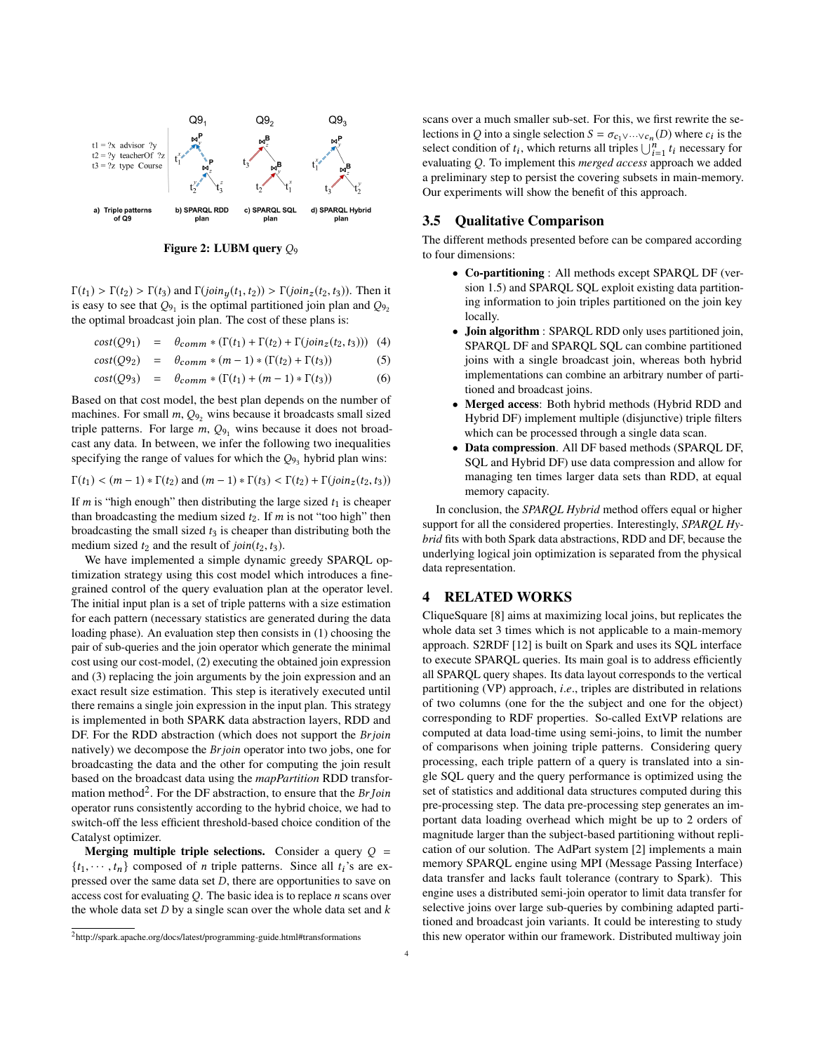Figure 2: LUBM query $Q_9$

$\Gamma(t_1) > \Gamma(t_2) > \Gamma(t_3)$ and $\Gamma(join_y(t_1, t_2)) > \Gamma(join_z(t_2, t_3))$. Then it is easy to see that $Q_{9_1}$ is the optimal partitioned join plan and $Q_{9_2}$ the optimal broadcast join plan. The cost of these plans is:

$$cost(Q9_1) = \theta_{comm} * (\Gamma(t_1) + \Gamma(t_2) + \Gamma(join_z(t_2, t_3))) \quad (4)$$

$$cost(Q9_2) = \theta_{comm} * (m - 1) * (\Gamma(t_2) + \Gamma(t_3)) \quad (5)$$

$$cost(Q9_3) = \theta_{comm} * (\Gamma(t_1) + (m - 1) * \Gamma(t_3)) \quad (6)$$

Based on that cost model, the best plan depends on the number of machines. For small $m$, $Q_{9_2}$ wins because it broadcasts small sized triple patterns. For large $m$, $Q_{9_1}$ wins because it does not broadcast any data. In between, we infer the following two inequalities specifying the range of values for which the $Q_{9_3}$ hybrid plan wins:

$$\Gamma(t_1) < (m - 1) * \Gamma(t_2) \text{ and } (m - 1) * \Gamma(t_3) < \Gamma(t_2) + \Gamma(join_z(t_2, t_3))$$

If $m$ is "high enough" then distributing the large sized $t_1$ is cheaper than broadcasting the medium sized $t_2$. If $m$ is not "too high" then broadcasting the small sized $t_3$ is cheaper than distributing both the medium sized $t_2$ and the result of $join(t_2, t_3)$.

We have implemented a simple dynamic greedy SPARQL optimization strategy using this cost model which introduces a fine-grained control of the query evaluation plan at the operator level. The initial input plan is a set of triple patterns with a size estimation for each pattern (necessary statistics are generated during the data loading phase). An evaluation step then consists in (1) choosing the pair of sub-queries and the join operator which generate the minimal cost using our cost-model, (2) executing the obtained join expression and (3) replacing the join arguments by the join expression and an exact result size estimation. This step is iteratively executed until there remains a single join expression in the input plan. This strategy is implemented in both SPARK data abstraction layers, RDD and DF. For the RDD abstraction (which does not support the *Brjoin* natively) we decompose the *Brjoin* operator into two jobs, one for broadcasting the data and the other for computing the join result based on the broadcast data using the *mapPartition* RDD transformation method[2]. For the DF abstraction, to ensure that the *BrJoin* operator runs consistently according to the hybrid choice, we had to switch-off the less efficient threshold-based choice condition of the Catalyst optimizer.

**Merging multiple triple selections.** Consider a query $Q = \{t_1, \cdots, t_n\}$ composed of $n$ triple patterns. Since all $t_i$'s are expressed over the same data set $D$, there are opportunities to save on access cost for evaluating $Q$. The basic idea is to replace $n$ scans over the whole data set $D$ by a single scan over the whole data set and $k$ scans over a much smaller sub-set. For this, we first rewrite the selections in $Q$ into a single selection $S = \sigma_{c_1 \vee \cdots \vee c_n}(D)$ where $c_i$ is the select condition of $t_i$, which returns all triples $\bigcup_{i=1}^{n} t_i$ necessary for evaluating $Q$. To implement this *merged access* approach we added a preliminary step to persist the covering subsets in main-memory. Our experiments will show the benefit of this approach.

[2] http://spark.apache.org/docs/latest/programming-guide.html#transformations

## 3.5 Qualitative Comparison

The different methods presented before can be compared according to four dimensions:

- **Co-partitioning** : All methods except SPARQL DF (version 1.5) and SPARQL SQL exploit existing data partitioning information to join triples partitioned on the join key locally.
- **Join algorithm** : SPARQL RDD only uses partitioned join, SPARQL DF and SPARQL SQL can combine partitioned joins with a single broadcast join, whereas both hybrid implementations can combine an arbitrary number of partitioned and broadcast joins.
- **Merged access**: Both hybrid methods (Hybrid RDD and Hybrid DF) implement multiple (disjunctive) triple filters which can be processed through a single data scan.
- **Data compression**. All DF based methods (SPARQL DF, SQL and Hybrid DF) use data compression and allow for managing ten times larger data sets than RDD, at equal memory capacity.

In conclusion, the *SPARQL Hybrid* method offers equal or higher support for all the considered properties. Interestingly, *SPARQL Hybrid* fits with both Spark data abstractions, RDD and DF, because the underlying logical join optimization is separated from the physical data representation.

# 4 RELATED WORKS

CliqueSquare [8] aims at maximizing local joins, but replicates the whole data set 3 times which is not applicable to a main-memory approach. S2RDF [12] is built on Spark and uses its SQL interface to execute SPARQL queries. Its main goal is to address efficiently all SPARQL query shapes. Its data layout corresponds to the vertical partitioning (VP) approach, *i.e.*, triples are distributed in relations of two columns (one for the the subject and one for the object) corresponding to RDF properties. So-called ExtVP relations are computed at data load-time using semi-joins, to limit the number of comparisons when joining triple patterns. Considering query processing, each triple pattern of a query is translated into a single SQL query and the query performance is optimized using the set of statistics and additional data structures computed during this pre-processing step. The data pre-processing step generates an important data loading overhead which might be up to 2 orders of magnitude larger than the subject-based partitioning without replication of our solution. The AdPart system [2] implements a main memory SPARQL engine using MPI (Message Passing Interface) data transfer and lacks fault tolerance (contrary to Spark). This engine uses a distributed semi-join operator to limit data transfer for selective joins over large sub-queries by combining adapted partitioned and broadcast join variants. It could be interesting to study this new operator within our framework. Distributed multiway join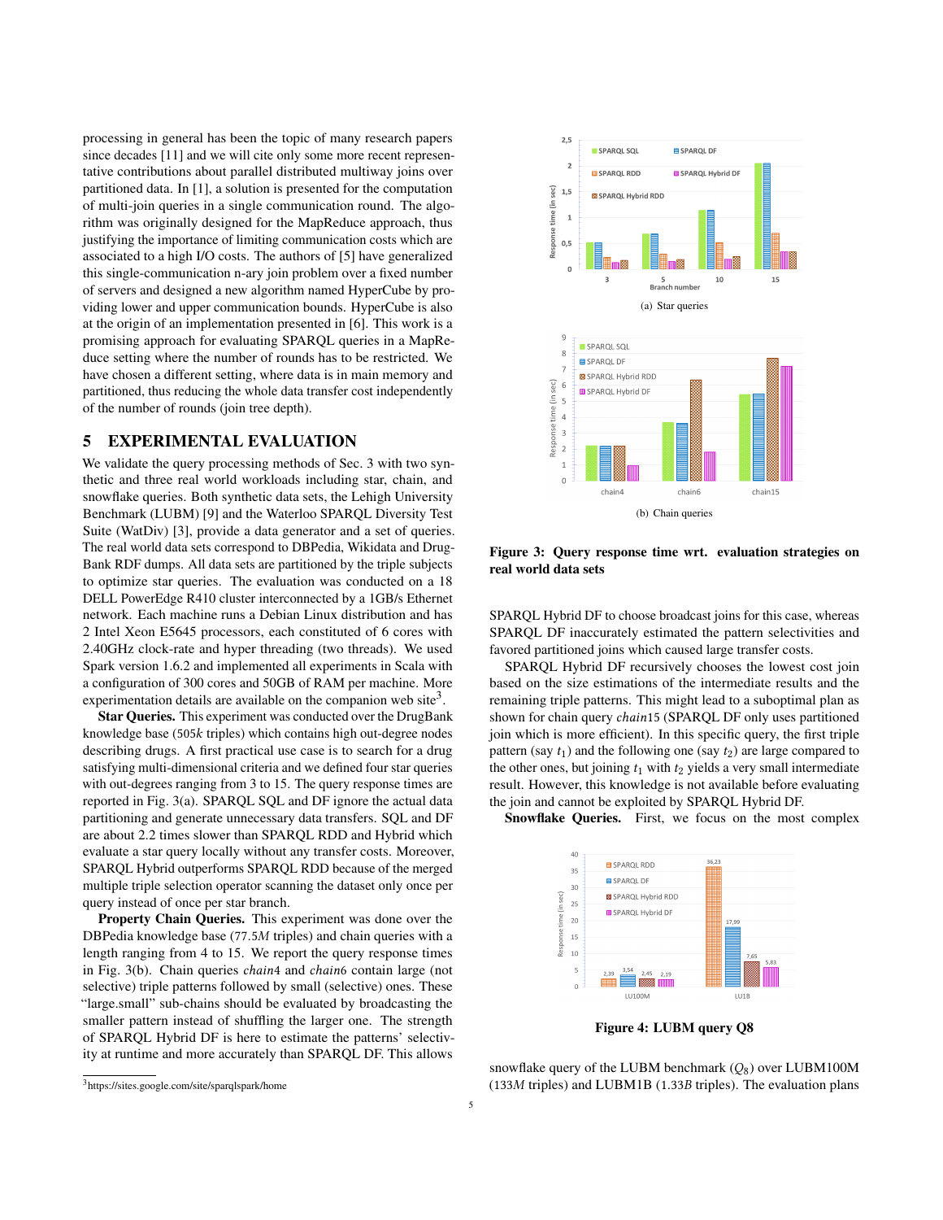processing in general has been the topic of many research papers since decades [11] and we will cite only some more recent representative contributions about parallel distributed multiway joins over partitioned data. In [1], a solution is presented for the computation of multi-join queries in a single communication round. The algorithm was originally designed for the MapReduce approach, thus justifying the importance of limiting communication costs which are associated to a high I/O costs. The authors of [5] have generalized this single-communication n-ary join problem over a fixed number of servers and designed a new algorithm named HyperCube by providing lower and upper communication bounds. HyperCube is also at the origin of an implementation presented in [6]. This work is a promising approach for evaluating SPARQL queries in a MapReduce setting where the number of rounds has to be restricted. We have chosen a different setting, where data is in main memory and partitioned, thus reducing the whole data transfer cost independently of the number of rounds (join tree depth).

## 5 EXPERIMENTAL EVALUATION

We validate the query processing methods of Sec. 3 with two synthetic and three real world workloads including star, chain, and snowflake queries. Both synthetic data sets, the Lehigh University Benchmark (LUBM) [9] and the Waterloo SPARQL Diversity Test Suite (WatDiv) [3], provide a data generator and a set of queries. The real world data sets correspond to DBPedia, Wikidata and DrugBank RDF dumps. All data sets are partitioned by the triple subjects to optimize star queries. The evaluation was conducted on a 18 DELL PowerEdge R410 cluster interconnected by a 1GB/s Ethernet network. Each machine runs a Debian Linux distribution and has 2 Intel Xeon E5645 processors, each constituted of 6 cores with 2.40GHz clock-rate and hyper threading (two threads). We used Spark version 1.6.2 and implemented all experiments in Scala with a configuration of 300 cores and 50GB of RAM per machine. More experimentation details are available on the companion web site[3].

**Star Queries.** This experiment was conducted over the DrugBank knowledge base (505*k* triples) which contains high out-degree nodes describing drugs. A first practical use case is to search for a drug satisfying multi-dimensional criteria and we defined four star queries with out-degrees ranging from 3 to 15. The query response times are reported in Fig. 3(a). SPARQL SQL and DF ignore the actual data partitioning and generate unnecessary data transfers. SQL and DF are about 2.2 times slower than SPARQL RDD and Hybrid which evaluate a star query locally without any transfer costs. Moreover, SPARQL Hybrid outperforms SPARQL RDD because of the merged multiple triple selection operator scanning the dataset only once per query instead of once per star branch.

**Property Chain Queries.** This experiment was done over the DBPedia knowledge base (77.5*M* triples) and chain queries with a length ranging from 4 to 15. We report the query response times in Fig. 3(b). Chain queries *chain*4 and *chain*6 contain large (not selective) triple patterns followed by small (selective) ones. These "large.small" sub-chains should be evaluated by broadcasting the smaller pattern instead of shuffling the larger one. The strength of SPARQL Hybrid DF is here to estimate the patterns' selectivity at runtime and more accurately than SPARQL DF. This allows

(a) Star queries

(b) Chain queries

**Figure 3: Query response time wrt. evaluation strategies on real world data sets**

SPARQL Hybrid DF to choose broadcast joins for this case, whereas SPARQL DF inaccurately estimated the pattern selectivities and favored partitioned joins which caused large transfer costs.

SPARQL Hybrid DF recursively chooses the lowest cost join based on the size estimations of the intermediate results and the remaining triple patterns. This might lead to a suboptimal plan as shown for chain query *chain*15 (SPARQL DF only uses partitioned join which is more efficient). In this specific query, the first triple pattern (say $t_1$) and the following one (say $t_2$) are large compared to the other ones, but joining $t_1$ with $t_2$ yields a very small intermediate result. However, this knowledge is not available before evaluating the join and cannot be exploited by SPARQL Hybrid DF.

**Snowflake Queries.** First, we focus on the most complex

**Figure 4: LUBM query Q8**

snowflake query of the LUBM benchmark ($Q_8$) over LUBM100M (133*M* triples) and LUBM1B (1.33*B* triples). The evaluation plans

[3] https://sites.google.com/site/sparqlspark/home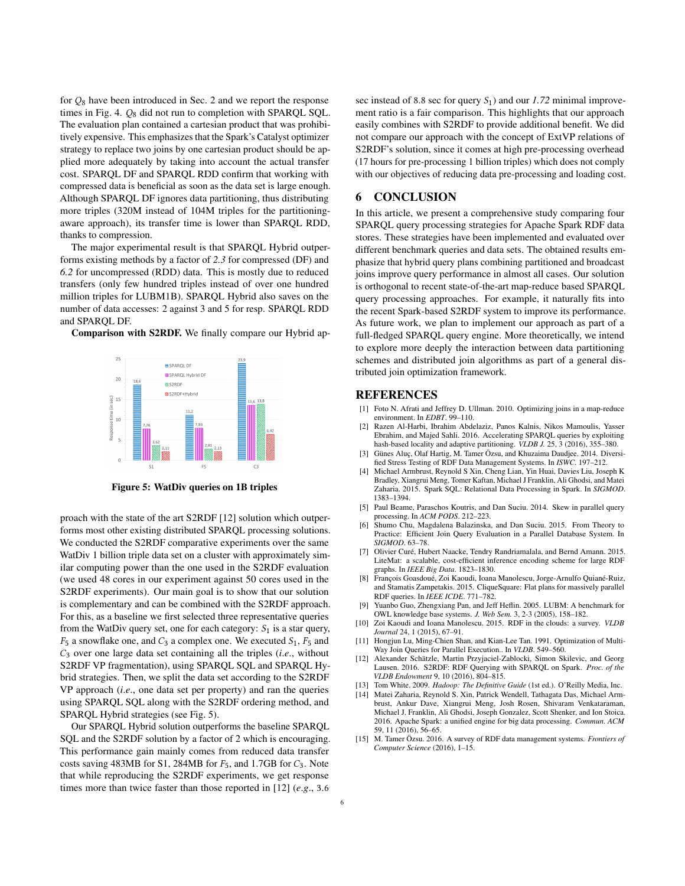for $Q_8$ have been introduced in Sec. 2 and we report the response times in Fig. 4. $Q_8$ did not run to completion with SPARQL SQL. The evaluation plan contained a cartesian product that was prohibitively expensive. This emphasizes that the Spark's Catalyst optimizer strategy to replace two joins by one cartesian product should be applied more adequately by taking into account the actual transfer cost. SPARQL DF and SPARQL RDD confirm that working with compressed data is beneficial as soon as the data set is large enough. Although SPARQL DF ignores data partitioning, thus distributing more triples (320M instead of 104M triples for the partitioning-aware approach), its transfer time is lower than SPARQL RDD, thanks to compression.

The major experimental result is that SPARQL Hybrid outperforms existing methods by a factor of *2.3* for compressed (DF) and *6.2* for uncompressed (RDD) data. This is mostly due to reduced transfers (only few hundred triples instead of over one hundred million triples for LUBM1B). SPARQL Hybrid also saves on the number of data accesses: 2 against 3 and 5 for resp. SPARQL RDD and SPARQL DF.

**Comparison with S2RDF.** We finally compare our Hybrid approach with the state of the art S2RDF [12] solution which outperforms most other existing distributed SPARQL processing solutions. We conducted the S2RDF comparative experiments over the same WatDiv 1 billion triple data set on a cluster with approximately similar computing power than the one used in the S2RDF evaluation (we used 48 cores in our experiment against 50 cores used in the S2RDF experiments). Our main goal is to show that our solution is complementary and can be combined with the S2RDF approach. For this, as a baseline we first selected three representative queries from the WatDiv query set, one for each category: $S_1$ is a star query, $F_5$ a snowflake one, and $C_3$ a complex one. We executed $S_1$, $F_5$ and $C_3$ over one large data set containing all the triples (*i.e.*, without S2RDF VP fragmentation), using SPARQL SQL and SPARQL Hybrid strategies. Then, we split the data set according to the S2RDF VP approach (*i.e.*, one data set per property) and ran the queries using SPARQL SQL along with the S2RDF ordering method, and SPARQL Hybrid strategies (see Fig. 5).

| Query | SPARQL DF | SPARQL Hybrid DF | S2RDF | S2RDF+Hybrid |
| --- | --- | --- | --- | --- |
| S1 | 18,6 | 7,76 | 3,62 | 2,11 |
| F5 | 11,2 | 7,93 | 2,81 | 2,13 |
| C3 | 23,9 | 13,6 | 13,8 | 6,42 |

**Figure 5: WatDiv queries on 1B triples**

Our SPARQL Hybrid solution outperforms the baseline SPARQL SQL and the S2RDF solution by a factor of 2 which is encouraging. This performance gain mainly comes from reduced data transfer costs saving 483MB for S1, 284MB for $F_5$, and 1.7GB for $C_3$. Note that while reproducing the S2RDF experiments, we get response times more than twice faster than those reported in [12] (*e.g.*, 3.6 sec instead of 8.8 sec for query $S_1$) and our *1.72* minimal improvement ratio is a fair comparison. This highlights that our approach easily combines with S2RDF to provide additional benefit. We did not compare our approach with the concept of ExtVP relations of S2RDF's solution, since it comes at high pre-processing overhead (17 hours for pre-processing 1 billion triples) which does not comply with our objectives of reducing data pre-processing and loading cost.

# 6 CONCLUSION

In this article, we present a comprehensive study comparing four SPARQL query processing strategies for Apache Spark RDF data stores. These strategies have been implemented and evaluated over different benchmark queries and data sets. The obtained results emphasize that hybrid query plans combining partitioned and broadcast joins improve query performance in almost all cases. Our solution is orthogonal to recent state-of-the-art map-reduce based SPARQL query processing approaches. For example, it naturally fits into the recent Spark-based S2RDF system to improve its performance. As future work, we plan to implement our approach as part of a full-fledged SPARQL query engine. More theoretically, we intend to explore more deeply the interaction between data partitioning schemes and distributed join algorithms as part of a general distributed join optimization framework.

# REFERENCES

[1] Foto N. Afrati and Jeffrey D. Ullman. 2010. Optimizing joins in a map-reduce environment. In *EDBT*. 99–110.

[2] Razen Al-Harbi, Ibrahim Abdelaziz, Panos Kalnis, Nikos Mamoulis, Yasser Ebrahim, and Majed Sahli. 2016. Accelerating SPARQL queries by exploiting hash-based locality and adaptive partitioning. *VLDB J.* 25, 3 (2016), 355–380.

[3] Günes Aluç, Olaf Hartig, M. Tamer Özsu, and Khuzaima Daudjee. 2014. Diversified Stress Testing of RDF Data Management Systems. In *ISWC*. 197–212.

[4] Michael Armbrust, Reynold S Xin, Cheng Lian, Yin Huai, Davies Liu, Joseph K Bradley, Xiangrui Meng, Tomer Kaftan, Michael J Franklin, Ali Ghodsi, and Matei Zaharia. 2015. Spark SQL: Relational Data Processing in Spark. In *SIGMOD*. 1383–1394.

[5] Paul Beame, Paraschos Koutris, and Dan Suciu. 2014. Skew in parallel query processing. In *ACM PODS*. 212–223.

[6] Shumo Chu, Magdalena Balazinska, and Dan Suciu. 2015. From Theory to Practice: Efficient Join Query Evaluation in a Parallel Database System. In *SIGMOD*. 63–78.

[7] Olivier Curé, Hubert Naacke, Tendry Randriamalala, and Bernd Amann. 2015. LiteMat: a scalable, cost-efficient inference encoding scheme for large RDF graphs. In *IEEE Big Data*. 1823–1830.

[8] François Goasdoué, Zoi Kaoudi, Ioana Manolescu, Jorge-Arnulfo Quiané-Ruiz, and Stamatis Zampetakis. 2015. CliqueSquare: Flat plans for massively parallel RDF queries. In *IEEE ICDE*. 771–782.

[9] Yuanbo Guo, Zhengxiang Pan, and Jeff Heflin. 2005. LUBM: A benchmark for OWL knowledge base systems. *J. Web Sem.* 3, 2-3 (2005), 158–182.

[10] Zoi Kaoudi and Ioana Manolescu. 2015. RDF in the clouds: a survey. *VLDB Journal* 24, 1 (2015), 67–91.

[11] Hongjun Lu, Ming-Chien Shan, and Kian-Lee Tan. 1991. Optimization of Multi-Way Join Queries for Parallel Execution.. In *VLDB*. 549–560.

[12] Alexander Schätzle, Martin Przyjaciel-Zablocki, Simon Skilevic, and Georg Lausen. 2016. S2RDF: RDF Querying with SPARQL on Spark. *Proc. of the VLDB Endowment* 9, 10 (2016), 804–815.

[13] Tom White. 2009. *Hadoop: The Definitive Guide* (1st ed.). O'Reilly Media, Inc.

[14] Matei Zaharia, Reynold S. Xin, Patrick Wendell, Tathagata Das, Michael Armbrust, Ankur Dave, Xiangrui Meng, Josh Rosen, Shivaram Venkataraman, Michael J. Franklin, Ali Ghodsi, Joseph Gonzalez, Scott Shenker, and Ion Stoica. 2016. Apache Spark: a unified engine for big data processing. *Commun. ACM* 59, 11 (2016), 56–65.

[15] M. Tamer Özsu. 2016. A survey of RDF data management systems. *Frontiers of Computer Science* (2016), 1–15.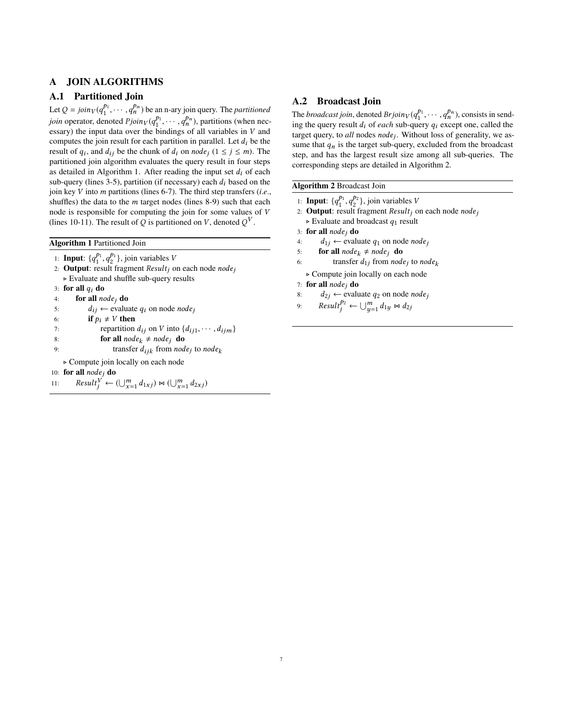# A JOIN ALGORITHMS

## A.1 Partitioned Join

Let $Q = join_V(q_1^{p_1}, \cdots, q_n^{p_n})$ be an n-ary join query. The *partitioned join* operator, denoted $Pjoin_V(q_1^{p_1}, \cdots, q_n^{p_n})$, partitions (when necessary) the input data over the bindings of all variables in $V$ and computes the join result for each partition in parallel. Let $d_i$ be the result of $q_i$, and $d_{ij}$ be the chunk of $d_i$ on $node_j$ ($1 \leq j \leq m$). The partitioned join algorithm evaluates the query result in four steps as detailed in Algorithm 1. After reading the input set $d_i$ of each sub-query (lines 3-5), partition (if necessary) each $d_i$ based on the join key $V$ into $m$ partitions (lines 6-7). The third step transfers (*i.e.*, shuffles) the data to the $m$ target nodes (lines 8-9) such that each node is responsible for computing the join for some values of $V$ (lines 10-11). The result of $Q$ is partitioned on $V$, denoted $Q^V$.

**Algorithm 1** Partitioned Join

1: **Input**: $\{q_1^{p_1}, q_2^{p_1}\}$, join variables $V$
2: **Output**: result fragment $Result_j$ on each node $node_j$
 ▹ Evaluate and shuffle sub-query results
3: **for all** $q_i$ **do**
4:  **for all** $node_j$ **do**
5:   $d_{ij} \leftarrow$ evaluate $q_i$ on node $node_j$
6:   **if** $p_i \neq V$ **then**
7:    repartition $d_{ij}$ on $V$ into $\{d_{ij1}, \cdots, d_{ijm}\}$
8:    **for all** $node_k \neq node_j$ **do**
9:     transfer $d_{ijk}$ from $node_j$ to $node_k$
 ▹ Compute join locally on each node
10: **for all** $node_j$ **do**
11:  $Result_j^V \leftarrow (\bigcup_{x=1}^{m} d_{1xj}) \bowtie (\bigcup_{x=1}^{m} d_{2xj})$

## A.2 Broadcast Join

The *broadcast join*, denoted $Brjoin_V(q_1^{p_1}, \cdots, q_n^{p_n})$, consists in sending the query result $d_i$ of *each* sub-query $q_i$ except one, called the target query, to *all* nodes $node_j$. Without loss of generality, we assume that $q_n$ is the target sub-query, excluded from the broadcast step, and has the largest result size among all sub-queries. The corresponding steps are detailed in Algorithm 2.

**Algorithm 2** Broadcast Join

1: **Input**: $\{q_1^{p_1}, q_2^{p_2}\}$, join variables $V$
2: **Output**: result fragment $Result_j$ on each node $node_j$
 ▹ Evaluate and broadcast $q_1$ result
3: **for all** $node_j$ **do**
4:  $d_{1j} \leftarrow$ evaluate $q_1$ on node $node_j$
5:  **for all** $node_k \neq node_j$ **do**
6:   transfer $d_{1j}$ from $node_j$ to $node_k$
 ▹ Compute join locally on each node
7: **for all** $node_j$ **do**
8:  $d_{2j} \leftarrow$ evaluate $q_2$ on node $node_j$
9:  $Result_j^{p_2} \leftarrow \bigcup_{y=1}^{m} d_{1y} \bowtie d_{2j}$